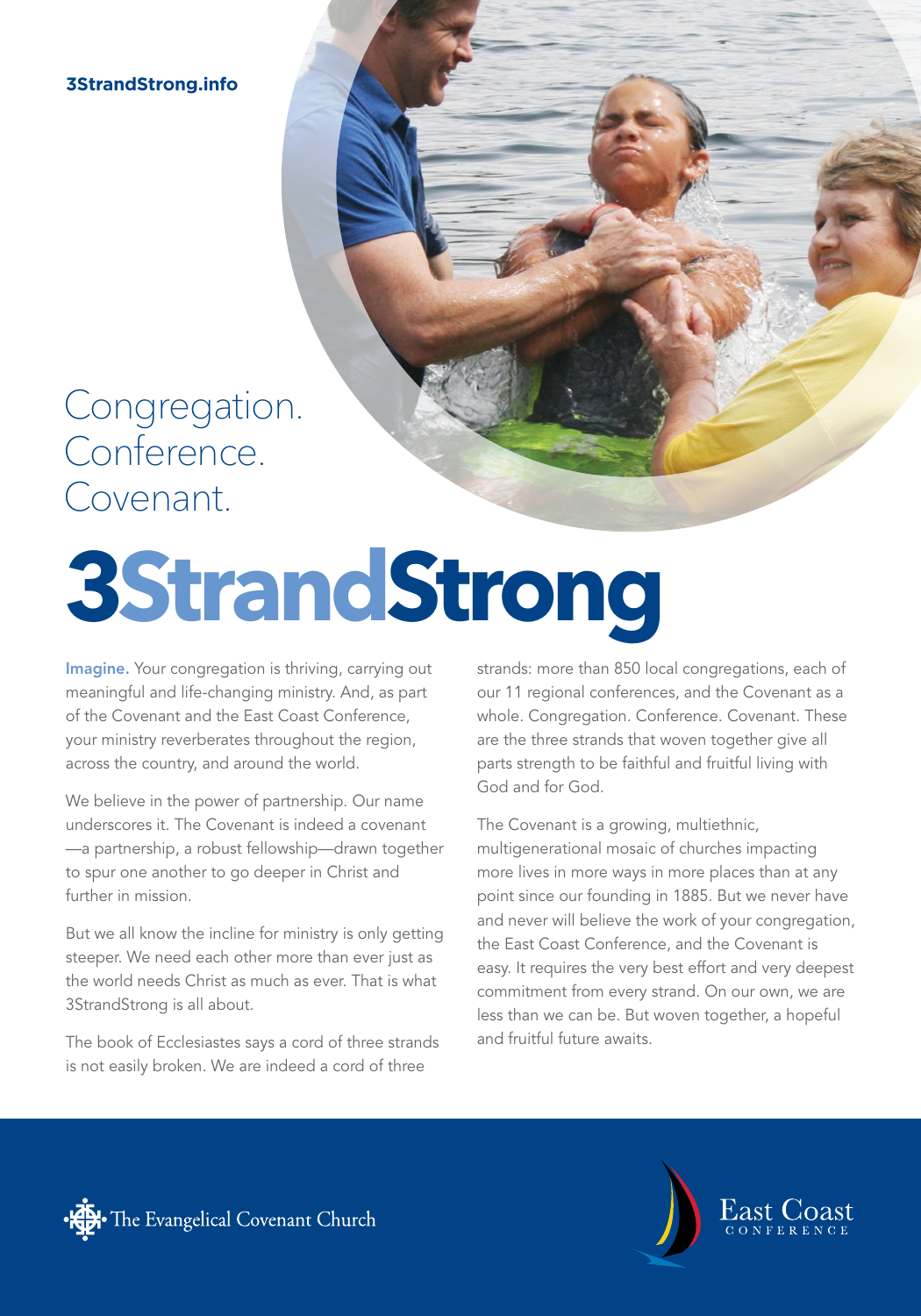3StrandStrong.info

Congregation.
Conference.
Covenant.

# 3StrandStrong

**Imagine.** Your congregation is thriving, carrying out meaningful and life-changing ministry. And, as part of the Covenant and the East Coast Conference, your ministry reverberates throughout the region, across the country, and around the world.

We believe in the power of partnership. Our name underscores it. The Covenant is indeed a covenant—a partnership, a robust fellowship—drawn together to spur one another to go deeper in Christ and further in mission.

But we all know the incline for ministry is only getting steeper. We need each other more than ever just as the world needs Christ as much as ever. That is what 3StrandStrong is all about.

The book of Ecclesiastes says a cord of three strands is not easily broken. We are indeed a cord of three strands: more than 850 local congregations, each of our 11 regional conferences, and the Covenant as a whole. Congregation. Conference. Covenant. These are the three strands that woven together give all parts strength to be faithful and fruitful living with God and for God.

The Covenant is a growing, multiethnic, multigenerational mosaic of churches impacting more lives in more ways in more places than at any point since our founding in 1885. But we never have and never will believe the work of your congregation, the East Coast Conference, and the Covenant is easy. It requires the very best effort and very deepest commitment from every strand. On our own, we are less than we can be. But woven together, a hopeful and fruitful future awaits.

The Evangelical Covenant Church

East Coast Conference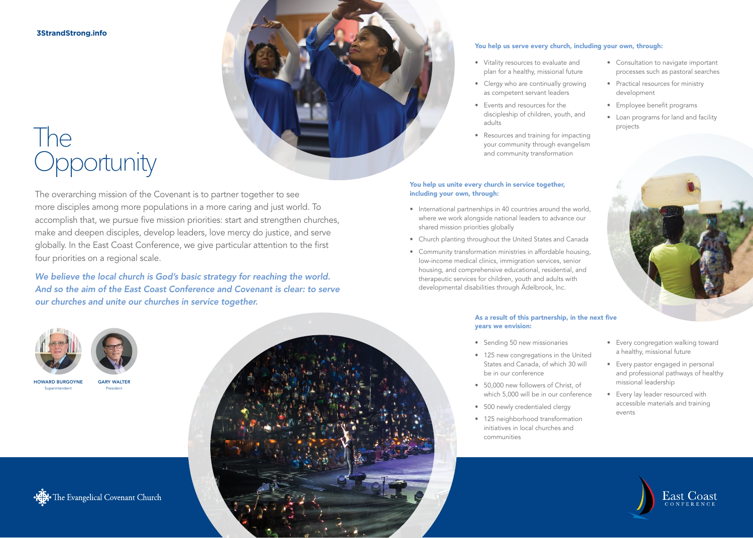**3StrandStrong.info**

# The Opportunity

The overarching mission of the Covenant is to partner together to see more disciples among more populations in a more caring and just world. To accomplish that, we pursue five mission priorities: start and strengthen churches, make and deepen disciples, develop leaders, love mercy do justice, and serve globally. In the East Coast Conference, we give particular attention to the first four priorities on a regional scale.

*We believe the local church is God's basic strategy for reaching the world. And so the aim of the East Coast Conference and Covenant is clear: to serve our churches and unite our churches in service together.*

HOWARD BURGOYNE
Superintendent

GARY WALTER
President

### You help us serve every church, including your own, through:

- Vitality resources to evaluate and plan for a healthy, missional future
- Clergy who are continually growing as competent servant leaders
- Events and resources for the discipleship of children, youth, and adults
- Resources and training for impacting your community through evangelism and community transformation
- Consultation to navigate important processes such as pastoral searches
- Practical resources for ministry development
- Employee benefit programs
- Loan programs for land and facility projects

### You help us unite every church in service together, including your own, through:

- International partnerships in 40 countries around the world, where we work alongside national leaders to advance our shared mission priorities globally
- Church planting throughout the United States and Canada
- Community transformation ministries in affordable housing, low-income medical clinics, immigration services, senior housing, and comprehensive educational, residential, and therapeutic services for children, youth and adults with developmental disabilities through Ädelbrook, Inc.

### As a result of this partnership, in the next five years we envision:

- Sending 50 new missionaries
- 125 new congregations in the United States and Canada, of which 30 will be in our conference
- 50,000 new followers of Christ, of which 5,000 will be in our conference
- 500 newly credentialed clergy
- 125 neighborhood transformation initiatives in local churches and communities
- Every congregation walking toward a healthy, missional future
- Every pastor engaged in personal and professional pathways of healthy missional leadership
- Every lay leader resourced with accessible materials and training events

The Evangelical Covenant Church

East Coast Conference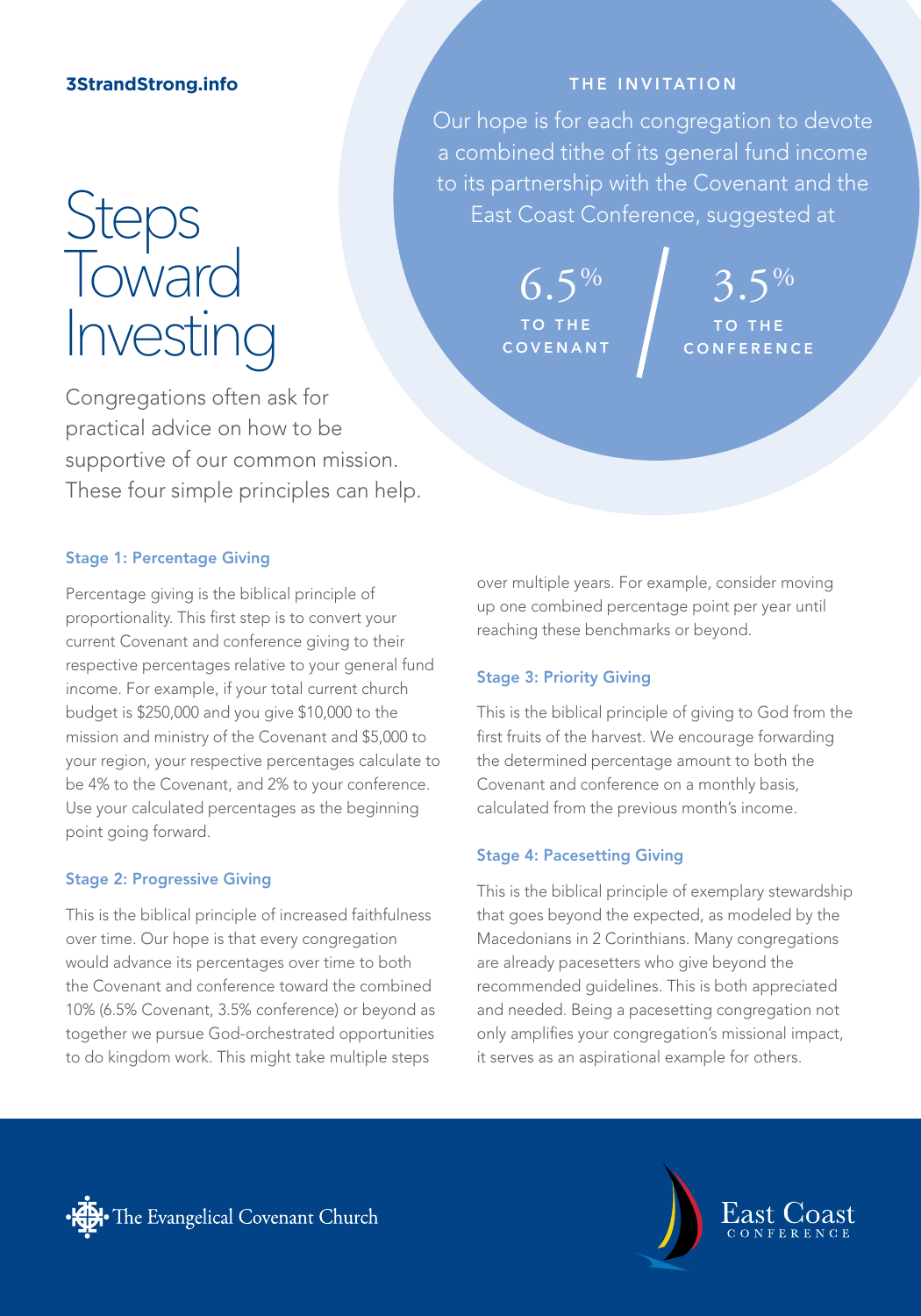**3StrandStrong.info**

# Steps Toward Investing

Congregations often ask for practical advice on how to be supportive of our common mission. These four simple principles can help.

### THE INVITATION

Our hope is for each congregation to devote a combined tithe of its general fund income to its partnership with the Covenant and the East Coast Conference, suggested at

6.5% TO THE COVENANT / 3.5% TO THE CONFERENCE

### Stage 1: Percentage Giving

Percentage giving is the biblical principle of proportionality. This first step is to convert your current Covenant and conference giving to their respective percentages relative to your general fund income. For example, if your total current church budget is $250,000 and you give $10,000 to the mission and ministry of the Covenant and $5,000 to your region, your respective percentages calculate to be 4% to the Covenant, and 2% to your conference. Use your calculated percentages as the beginning point going forward.

### Stage 2: Progressive Giving

This is the biblical principle of increased faithfulness over time. Our hope is that every congregation would advance its percentages over time to both the Covenant and conference toward the combined 10% (6.5% Covenant, 3.5% conference) or beyond as together we pursue God-orchestrated opportunities to do kingdom work. This might take multiple steps over multiple years. For example, consider moving up one combined percentage point per year until reaching these benchmarks or beyond.

### Stage 3: Priority Giving

This is the biblical principle of giving to God from the first fruits of the harvest. We encourage forwarding the determined percentage amount to both the Covenant and conference on a monthly basis, calculated from the previous month's income.

### Stage 4: Pacesetting Giving

This is the biblical principle of exemplary stewardship that goes beyond the expected, as modeled by the Macedonians in 2 Corinthians. Many congregations are already pacesetters who give beyond the recommended guidelines. This is both appreciated and needed. Being a pacesetting congregation not only amplifies your congregation's missional impact, it serves as an aspirational example for others.

The Evangelical Covenant Church

East Coast Conference